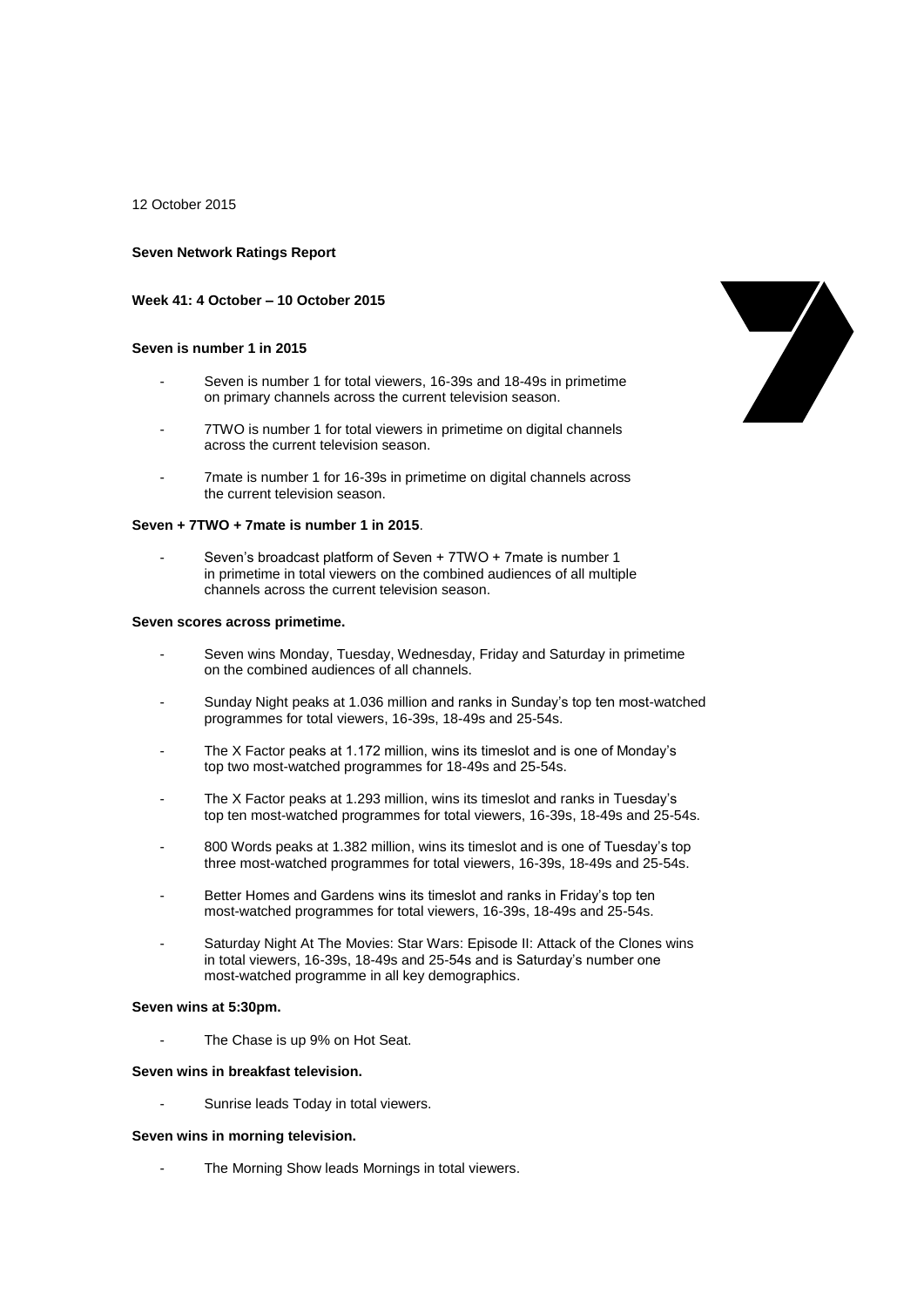12 October 2015

**Seven Network Ratings Report**

**Week 41: 4 October – 10 October 2015**

**Seven is number 1 in 2015**

- Seven is number 1 for total viewers, 16-39s and 18-49s in primetime on primary channels across the current television season.
- 7TWO is number 1 for total viewers in primetime on digital channels across the current television season.
- 7mate is number 1 for 16-39s in primetime on digital channels across the current television season.

**Seven + 7TWO + 7mate is number 1 in 2015**.

- Seven's broadcast platform of Seven + 7TWO + 7mate is number 1 in primetime in total viewers on the combined audiences of all multiple channels across the current television season.

**Seven scores across primetime.**

- Seven wins Monday, Tuesday, Wednesday, Friday and Saturday in primetime on the combined audiences of all channels.
- Sunday Night peaks at 1.036 million and ranks in Sunday's top ten most-watched programmes for total viewers, 16-39s, 18-49s and 25-54s.
- The X Factor peaks at 1.172 million, wins its timeslot and is one of Monday's top two most-watched programmes for 18-49s and 25-54s.
- The X Factor peaks at 1.293 million, wins its timeslot and ranks in Tuesday's top ten most-watched programmes for total viewers, 16-39s, 18-49s and 25-54s.
- 800 Words peaks at 1.382 million, wins its timeslot and is one of Tuesday's top three most-watched programmes for total viewers, 16-39s, 18-49s and 25-54s.
- Better Homes and Gardens wins its timeslot and ranks in Friday's top ten most-watched programmes for total viewers, 16-39s, 18-49s and 25-54s.
- Saturday Night At The Movies: Star Wars: Episode II: Attack of the Clones wins in total viewers, 16-39s, 18-49s and 25-54s and is Saturday's number one most-watched programme in all key demographics.

**Seven wins at 5:30pm.**

- The Chase is up 9% on Hot Seat.

**Seven wins in breakfast television.**

- Sunrise leads Today in total viewers.

**Seven wins in morning television.**

- The Morning Show leads Mornings in total viewers.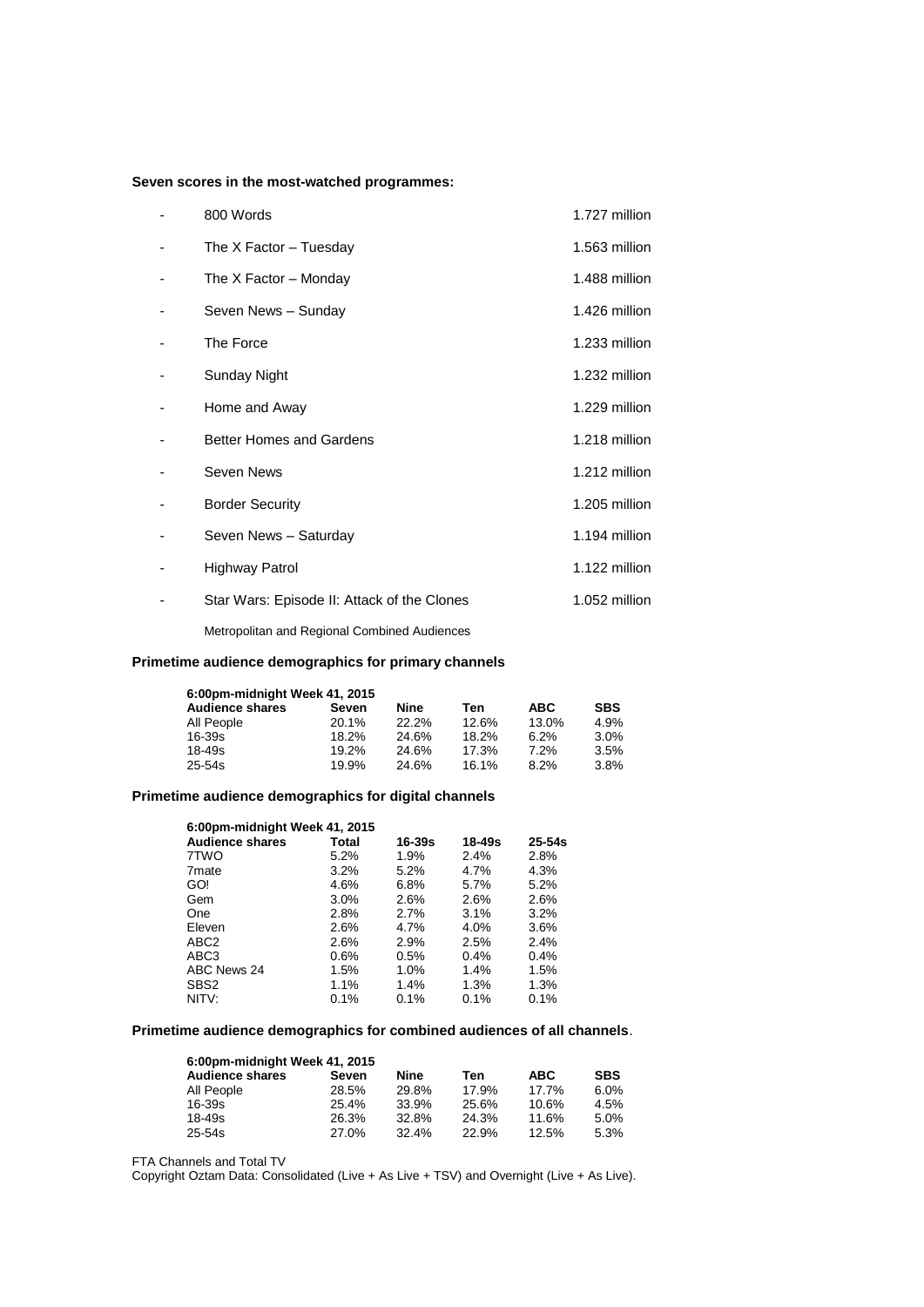**Seven scores in the most-watched programmes:**

| | |
|---|---|
| 800 Words | 1.727 million |
| The X Factor – Tuesday | 1.563 million |
| The X Factor – Monday | 1.488 million |
| Seven News – Sunday | 1.426 million |
| The Force | 1.233 million |
| Sunday Night | 1.232 million |
| Home and Away | 1.229 million |
| Better Homes and Gardens | 1.218 million |
| Seven News | 1.212 million |
| Border Security | 1.205 million |
| Seven News – Saturday | 1.194 million |
| Highway Patrol | 1.122 million |
| Star Wars: Episode II: Attack of the Clones | 1.052 million |

Metropolitan and Regional Combined Audiences

**Primetime audience demographics for primary channels**

| 6:00pm-midnight Week 41, 2015 | | | | | |
|---|---|---|---|---|---|
| **Audience shares** | **Seven** | **Nine** | **Ten** | **ABC** | **SBS** |
| All People | 20.1% | 22.2% | 12.6% | 13.0% | 4.9% |
| 16-39s | 18.2% | 24.6% | 18.2% | 6.2% | 3.0% |
| 18-49s | 19.2% | 24.6% | 17.3% | 7.2% | 3.5% |
| 25-54s | 19.9% | 24.6% | 16.1% | 8.2% | 3.8% |

**Primetime audience demographics for digital channels**

| 6:00pm-midnight Week 41, 2015 | | | | |
|---|---|---|---|---|
| **Audience shares** | **Total** | **16-39s** | **18-49s** | **25-54s** |
| 7TWO | 5.2% | 1.9% | 2.4% | 2.8% |
| 7mate | 3.2% | 5.2% | 4.7% | 4.3% |
| GO! | 4.6% | 6.8% | 5.7% | 5.2% |
| Gem | 3.0% | 2.6% | 2.6% | 2.6% |
| One | 2.8% | 2.7% | 3.1% | 3.2% |
| Eleven | 2.6% | 4.7% | 4.0% | 3.6% |
| ABC2 | 2.6% | 2.9% | 2.5% | 2.4% |
| ABC3 | 0.6% | 0.5% | 0.4% | 0.4% |
| ABC News 24 | 1.5% | 1.0% | 1.4% | 1.5% |
| SBS2 | 1.1% | 1.4% | 1.3% | 1.3% |
| NITV: | 0.1% | 0.1% | 0.1% | 0.1% |

**Primetime audience demographics for combined audiences of all channels**.

| 6:00pm-midnight Week 41, 2015 | | | | | |
|---|---|---|---|---|---|
| **Audience shares** | **Seven** | **Nine** | **Ten** | **ABC** | **SBS** |
| All People | 28.5% | 29.8% | 17.9% | 17.7% | 6.0% |
| 16-39s | 25.4% | 33.9% | 25.6% | 10.6% | 4.5% |
| 18-49s | 26.3% | 32.8% | 24.3% | 11.6% | 5.0% |
| 25-54s | 27.0% | 32.4% | 22.9% | 12.5% | 5.3% |

FTA Channels and Total TV

Copyright Oztam Data: Consolidated (Live + As Live + TSV) and Overnight (Live + As Live).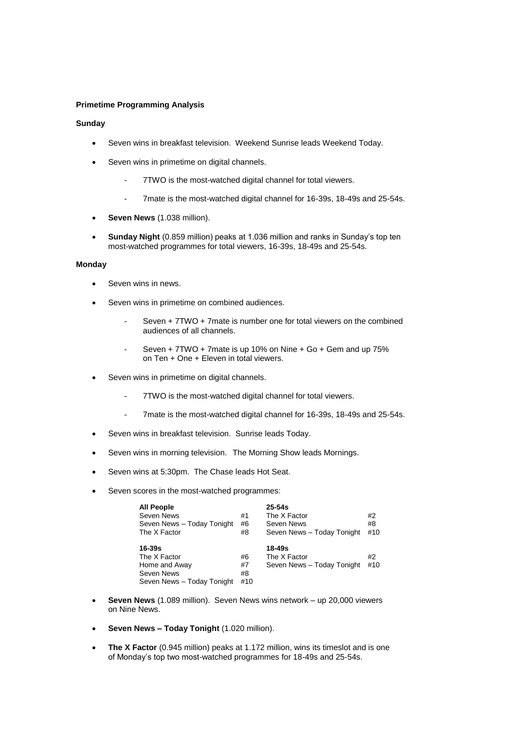**Primetime Programming Analysis**

**Sunday**

- Seven wins in breakfast television. Weekend Sunrise leads Weekend Today.
- Seven wins in primetime on digital channels.
  - 7TWO is the most-watched digital channel for total viewers.
  - 7mate is the most-watched digital channel for 16-39s, 18-49s and 25-54s.
- **Seven News** (1.038 million).
- **Sunday Night** (0.859 million) peaks at 1.036 million and ranks in Sunday's top ten most-watched programmes for total viewers, 16-39s, 18-49s and 25-54s.

**Monday**

- Seven wins in news.
- Seven wins in primetime on combined audiences.
  - Seven + 7TWO + 7mate is number one for total viewers on the combined audiences of all channels.
  - Seven + 7TWO + 7mate is up 10% on Nine + Go + Gem and up 75% on Ten + One + Eleven in total viewers.
- Seven wins in primetime on digital channels.
  - 7TWO is the most-watched digital channel for total viewers.
  - 7mate is the most-watched digital channel for 16-39s, 18-49s and 25-54s.
- Seven wins in breakfast television. Sunrise leads Today.
- Seven wins in morning television. The Morning Show leads Mornings.
- Seven wins at 5:30pm. The Chase leads Hot Seat.
- Seven scores in the most-watched programmes:

| **All People** | | **25-54s** | |
|---|---|---|---|
| Seven News | #1 | The X Factor | #2 |
| Seven News – Today Tonight | #6 | Seven News | #8 |
| The X Factor | #8 | Seven News – Today Tonight | #10 |
| **16-39s** | | **18-49s** | |
| The X Factor | #6 | The X Factor | #2 |
| Home and Away | #7 | Seven News – Today Tonight | #10 |
| Seven News | #8 | | |
| Seven News – Today Tonight | #10 | | |

- **Seven News** (1.089 million). Seven News wins network – up 20,000 viewers on Nine News.
- **Seven News – Today Tonight** (1.020 million).
- **The X Factor** (0.945 million) peaks at 1.172 million, wins its timeslot and is one of Monday's top two most-watched programmes for 18-49s and 25-54s.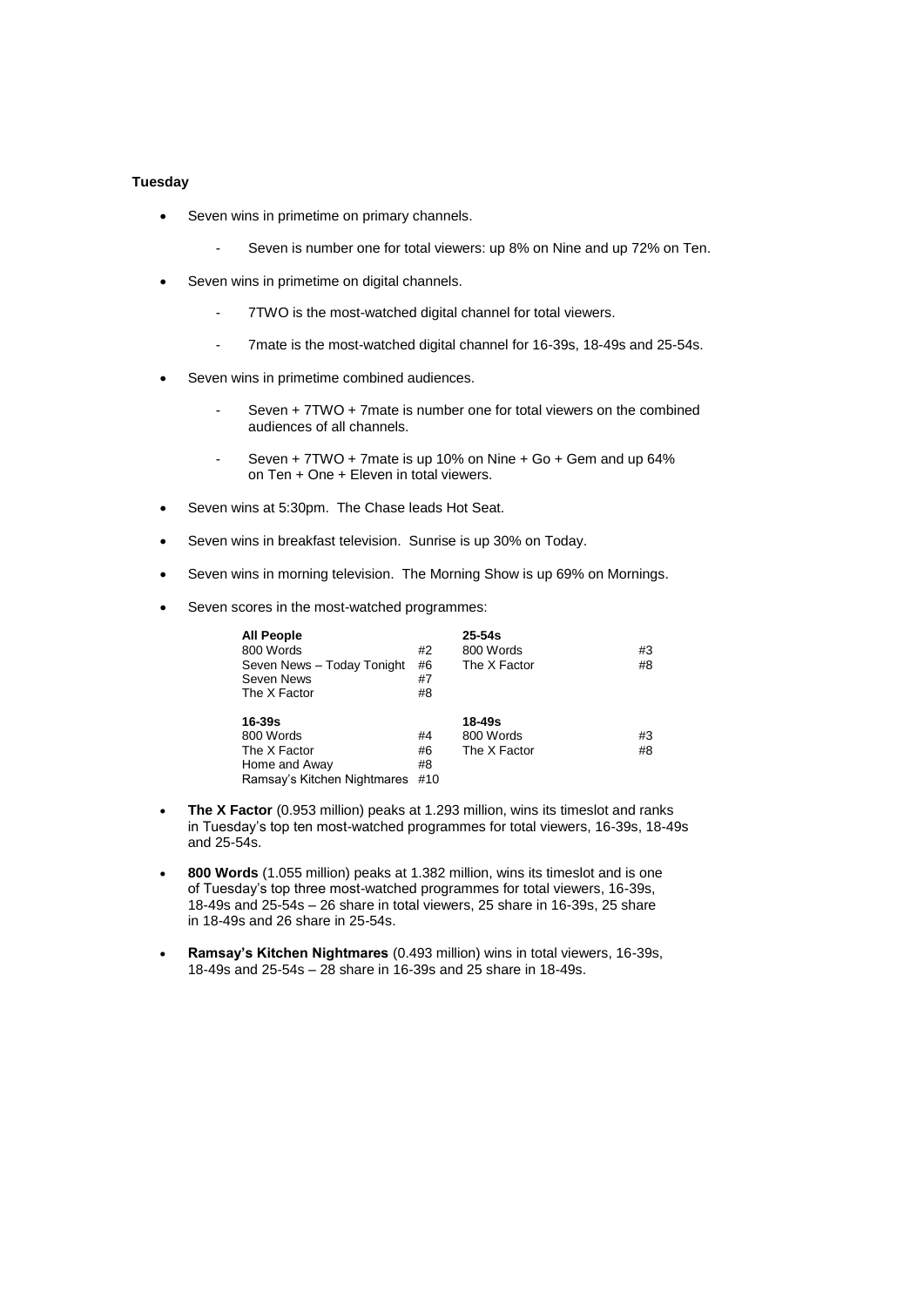**Tuesday**

- Seven wins in primetime on primary channels.
    - Seven is number one for total viewers: up 8% on Nine and up 72% on Ten.
- Seven wins in primetime on digital channels.
    - 7TWO is the most-watched digital channel for total viewers.
    - 7mate is the most-watched digital channel for 16-39s, 18-49s and 25-54s.
- Seven wins in primetime combined audiences.
    - Seven + 7TWO + 7mate is number one for total viewers on the combined audiences of all channels.
    - Seven + 7TWO + 7mate is up 10% on Nine + Go + Gem and up 64% on Ten + One + Eleven in total viewers.
- Seven wins at 5:30pm. The Chase leads Hot Seat.
- Seven wins in breakfast television. Sunrise is up 30% on Today.
- Seven wins in morning television. The Morning Show is up 69% on Mornings.
- Seven scores in the most-watched programmes:

| **All People** | | **25-54s** | |
|---|---|---|---|
| 800 Words | #2 | 800 Words | #3 |
| Seven News – Today Tonight | #6 | The X Factor | #8 |
| Seven News | #7 | | |
| The X Factor | #8 | | |

| **16-39s** | | **18-49s** | |
|---|---|---|---|
| 800 Words | #4 | 800 Words | #3 |
| The X Factor | #6 | The X Factor | #8 |
| Home and Away | #8 | | |
| Ramsay's Kitchen Nightmares | #10 | | |

- **The X Factor** (0.953 million) peaks at 1.293 million, wins its timeslot and ranks in Tuesday's top ten most-watched programmes for total viewers, 16-39s, 18-49s and 25-54s.
- **800 Words** (1.055 million) peaks at 1.382 million, wins its timeslot and is one of Tuesday's top three most-watched programmes for total viewers, 16-39s, 18-49s and 25-54s – 26 share in total viewers, 25 share in 16-39s, 25 share in 18-49s and 26 share in 25-54s.
- **Ramsay's Kitchen Nightmares** (0.493 million) wins in total viewers, 16-39s, 18-49s and 25-54s – 28 share in 16-39s and 25 share in 18-49s.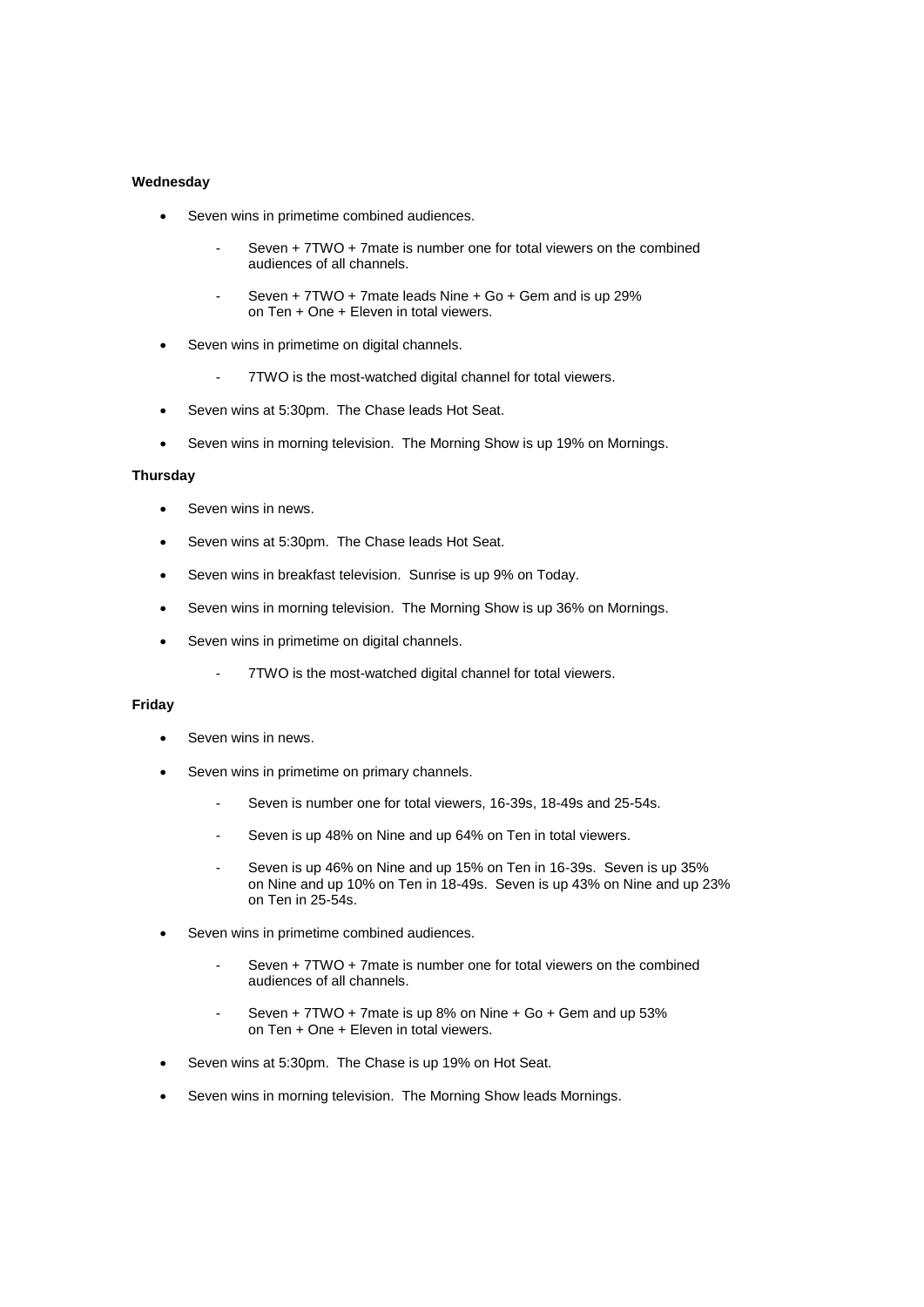**Wednesday**

- Seven wins in primetime combined audiences.
    - Seven + 7TWO + 7mate is number one for total viewers on the combined audiences of all channels.
    - Seven + 7TWO + 7mate leads Nine + Go + Gem and is up 29% on Ten + One + Eleven in total viewers.
- Seven wins in primetime on digital channels.
    - 7TWO is the most-watched digital channel for total viewers.
- Seven wins at 5:30pm. The Chase leads Hot Seat.
- Seven wins in morning television. The Morning Show is up 19% on Mornings.

**Thursday**

- Seven wins in news.
- Seven wins at 5:30pm. The Chase leads Hot Seat.
- Seven wins in breakfast television. Sunrise is up 9% on Today.
- Seven wins in morning television. The Morning Show is up 36% on Mornings.
- Seven wins in primetime on digital channels.
    - 7TWO is the most-watched digital channel for total viewers.

**Friday**

- Seven wins in news.
- Seven wins in primetime on primary channels.
    - Seven is number one for total viewers, 16-39s, 18-49s and 25-54s.
    - Seven is up 48% on Nine and up 64% on Ten in total viewers.
    - Seven is up 46% on Nine and up 15% on Ten in 16-39s. Seven is up 35% on Nine and up 10% on Ten in 18-49s. Seven is up 43% on Nine and up 23% on Ten in 25-54s.
- Seven wins in primetime combined audiences.
    - Seven + 7TWO + 7mate is number one for total viewers on the combined audiences of all channels.
    - Seven + 7TWO + 7mate is up 8% on Nine + Go + Gem and up 53% on Ten + One + Eleven in total viewers.
- Seven wins at 5:30pm. The Chase is up 19% on Hot Seat.
- Seven wins in morning television. The Morning Show leads Mornings.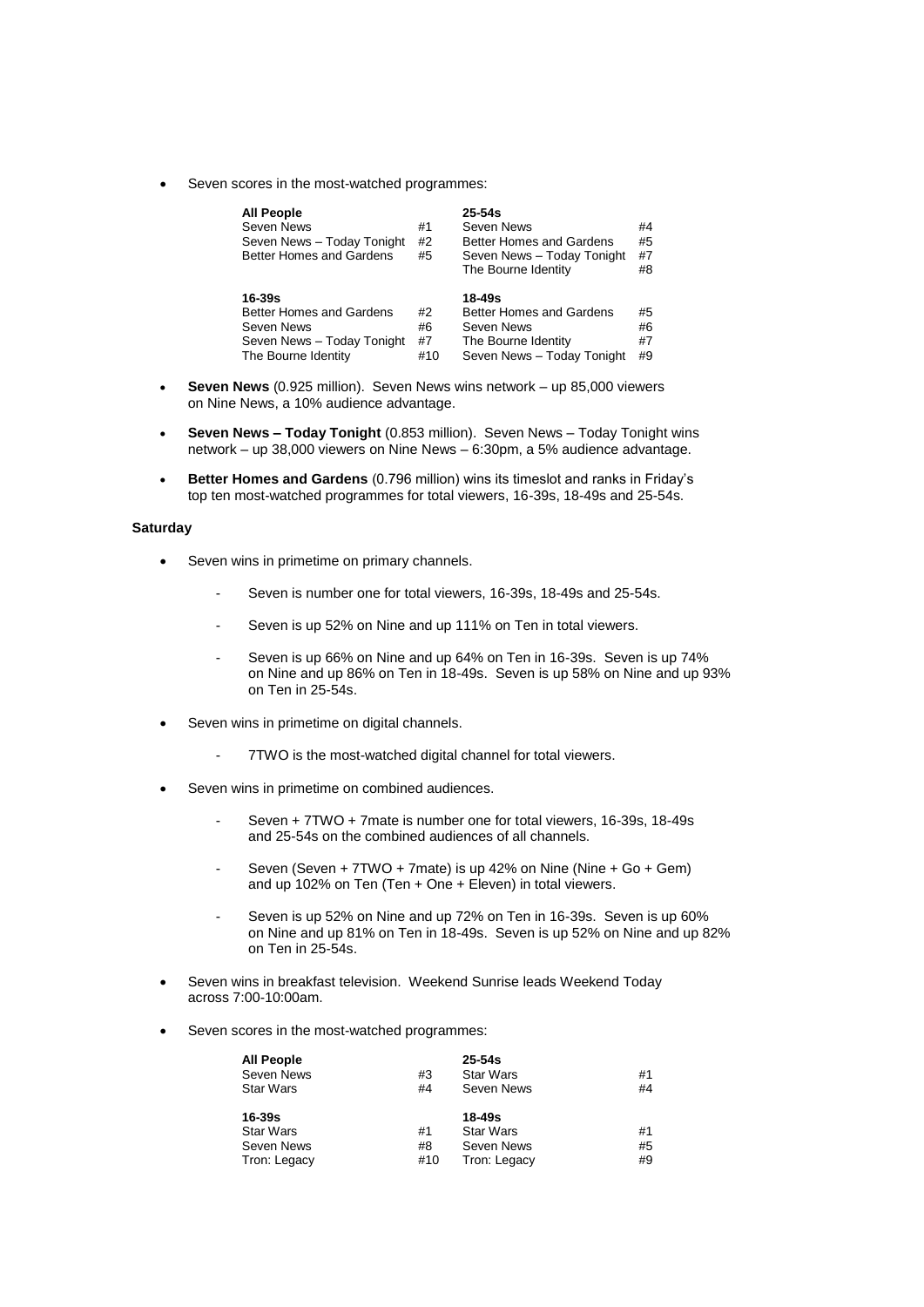- Seven scores in the most-watched programmes:

| All People | | 25-54s | |
|---|---|---|---|
| Seven News | #1 | Seven News | #4 |
| Seven News – Today Tonight | #2 | Better Homes and Gardens | #5 |
| Better Homes and Gardens | #5 | Seven News – Today Tonight | #7 |
| | | The Bourne Identity | #8 |
| **16-39s** | | **18-49s** | |
| Better Homes and Gardens | #2 | Better Homes and Gardens | #5 |
| Seven News | #6 | Seven News | #6 |
| Seven News – Today Tonight | #7 | The Bourne Identity | #7 |
| The Bourne Identity | #10 | Seven News – Today Tonight | #9 |

- **Seven News** (0.925 million). Seven News wins network – up 85,000 viewers on Nine News, a 10% audience advantage.
- **Seven News – Today Tonight** (0.853 million). Seven News – Today Tonight wins network – up 38,000 viewers on Nine News – 6:30pm, a 5% audience advantage.
- **Better Homes and Gardens** (0.796 million) wins its timeslot and ranks in Friday's top ten most-watched programmes for total viewers, 16-39s, 18-49s and 25-54s.

**Saturday**

- Seven wins in primetime on primary channels.
  - Seven is number one for total viewers, 16-39s, 18-49s and 25-54s.
  - Seven is up 52% on Nine and up 111% on Ten in total viewers.
  - Seven is up 66% on Nine and up 64% on Ten in 16-39s. Seven is up 74% on Nine and up 86% on Ten in 18-49s. Seven is up 58% on Nine and up 93% on Ten in 25-54s.
- Seven wins in primetime on digital channels.
  - 7TWO is the most-watched digital channel for total viewers.
- Seven wins in primetime on combined audiences.
  - Seven + 7TWO + 7mate is number one for total viewers, 16-39s, 18-49s and 25-54s on the combined audiences of all channels.
  - Seven (Seven + 7TWO + 7mate) is up 42% on Nine (Nine + Go + Gem) and up 102% on Ten (Ten + One + Eleven) in total viewers.
  - Seven is up 52% on Nine and up 72% on Ten in 16-39s. Seven is up 60% on Nine and up 81% on Ten in 18-49s. Seven is up 52% on Nine and up 82% on Ten in 25-54s.
- Seven wins in breakfast television. Weekend Sunrise leads Weekend Today across 7:00-10:00am.
- Seven scores in the most-watched programmes:

| All People | | 25-54s | |
|---|---|---|---|
| Seven News | #3 | Star Wars | #1 |
| Star Wars | #4 | Seven News | #4 |
| **16-39s** | | **18-49s** | |
| Star Wars | #1 | Star Wars | #1 |
| Seven News | #8 | Seven News | #5 |
| Tron: Legacy | #10 | Tron: Legacy | #9 |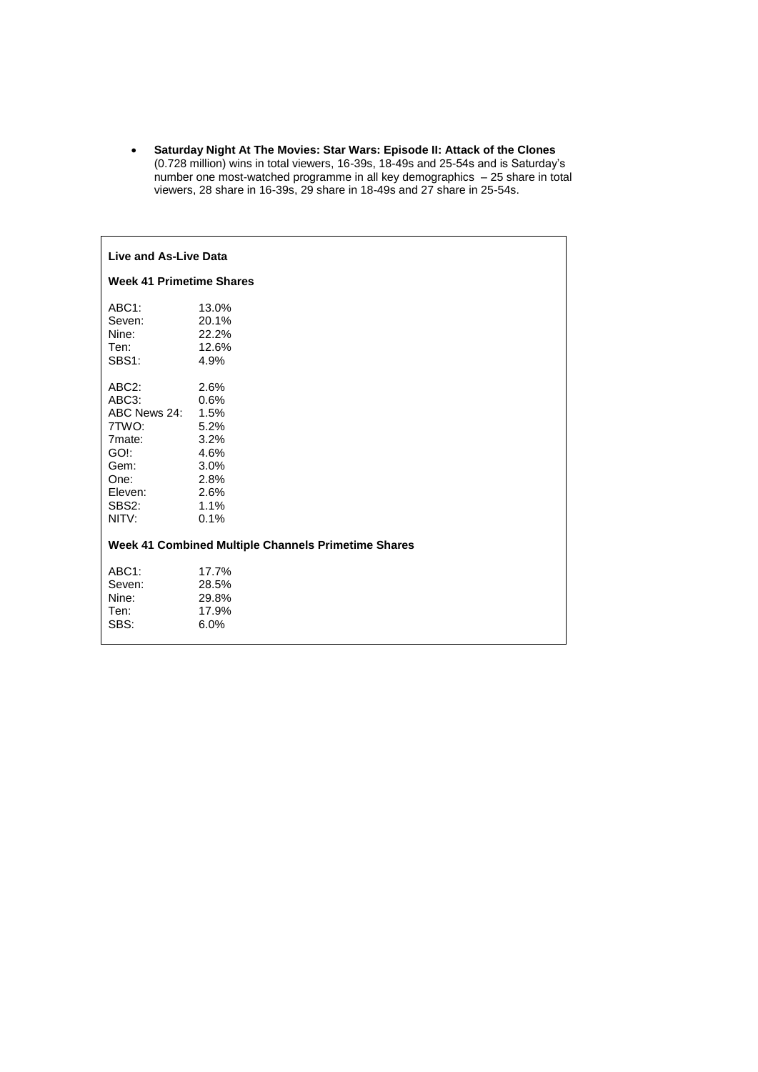- **Saturday Night At The Movies: Star Wars: Episode II: Attack of the Clones** (0.728 million) wins in total viewers, 16-39s, 18-49s and 25-54s and is Saturday's number one most-watched programme in all key demographics – 25 share in total viewers, 28 share in 16-39s, 29 share in 18-49s and 27 share in 25-54s.

**Live and As-Live Data**

**Week 41 Primetime Shares**

| | |
|---|---|
| ABC1: | 13.0% |
| Seven: | 20.1% |
| Nine: | 22.2% |
| Ten: | 12.6% |
| SBS1: | 4.9% |

| | |
|---|---|
| ABC2: | 2.6% |
| ABC3: | 0.6% |
| ABC News 24: | 1.5% |
| 7TWO: | 5.2% |
| 7mate: | 3.2% |
| GO!: | 4.6% |
| Gem: | 3.0% |
| One: | 2.8% |
| Eleven: | 2.6% |
| SBS2: | 1.1% |
| NITV: | 0.1% |

**Week 41 Combined Multiple Channels Primetime Shares**

| | |
|---|---|
| ABC1: | 17.7% |
| Seven: | 28.5% |
| Nine: | 29.8% |
| Ten: | 17.9% |
| SBS: | 6.0% |